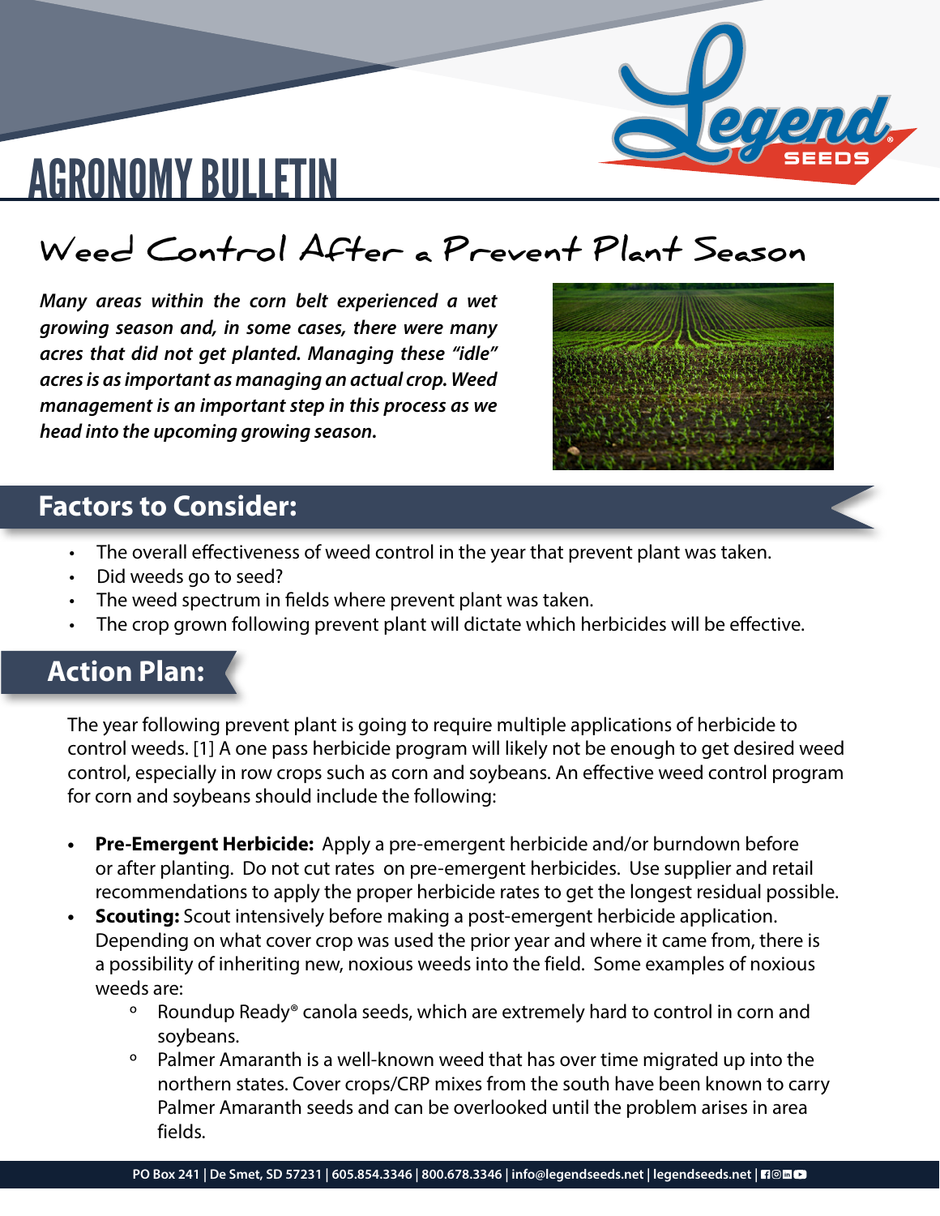# AGRONOMY BULLETIN

## Weed Control After a Prevent Plant Season

***Many areas within the corn belt experienced a wet growing season and, in some cases, there were many acres that did not get planted. Managing these "idle" acres is as important as managing an actual crop. Weed management is an important step in this process as we head into the upcoming growing season.***

## Factors to Consider:

- The overall effectiveness of weed control in the year that prevent plant was taken.
- Did weeds go to seed?
- The weed spectrum in fields where prevent plant was taken.
- The crop grown following prevent plant will dictate which herbicides will be effective.

## Action Plan:

The year following prevent plant is going to require multiple applications of herbicide to control weeds. [1] A one pass herbicide program will likely not be enough to get desired weed control, especially in row crops such as corn and soybeans. An effective weed control program for corn and soybeans should include the following:

- **Pre-Emergent Herbicide:** Apply a pre-emergent herbicide and/or burndown before or after planting. Do not cut rates on pre-emergent herbicides. Use supplier and retail recommendations to apply the proper herbicide rates to get the longest residual possible.
- **Scouting:** Scout intensively before making a post-emergent herbicide application. Depending on what cover crop was used the prior year and where it came from, there is a possibility of inheriting new, noxious weeds into the field. Some examples of noxious weeds are:
  - Roundup Ready® canola seeds, which are extremely hard to control in corn and soybeans.
  - Palmer Amaranth is a well-known weed that has over time migrated up into the northern states. Cover crops/CRP mixes from the south have been known to carry Palmer Amaranth seeds and can be overlooked until the problem arises in area fields.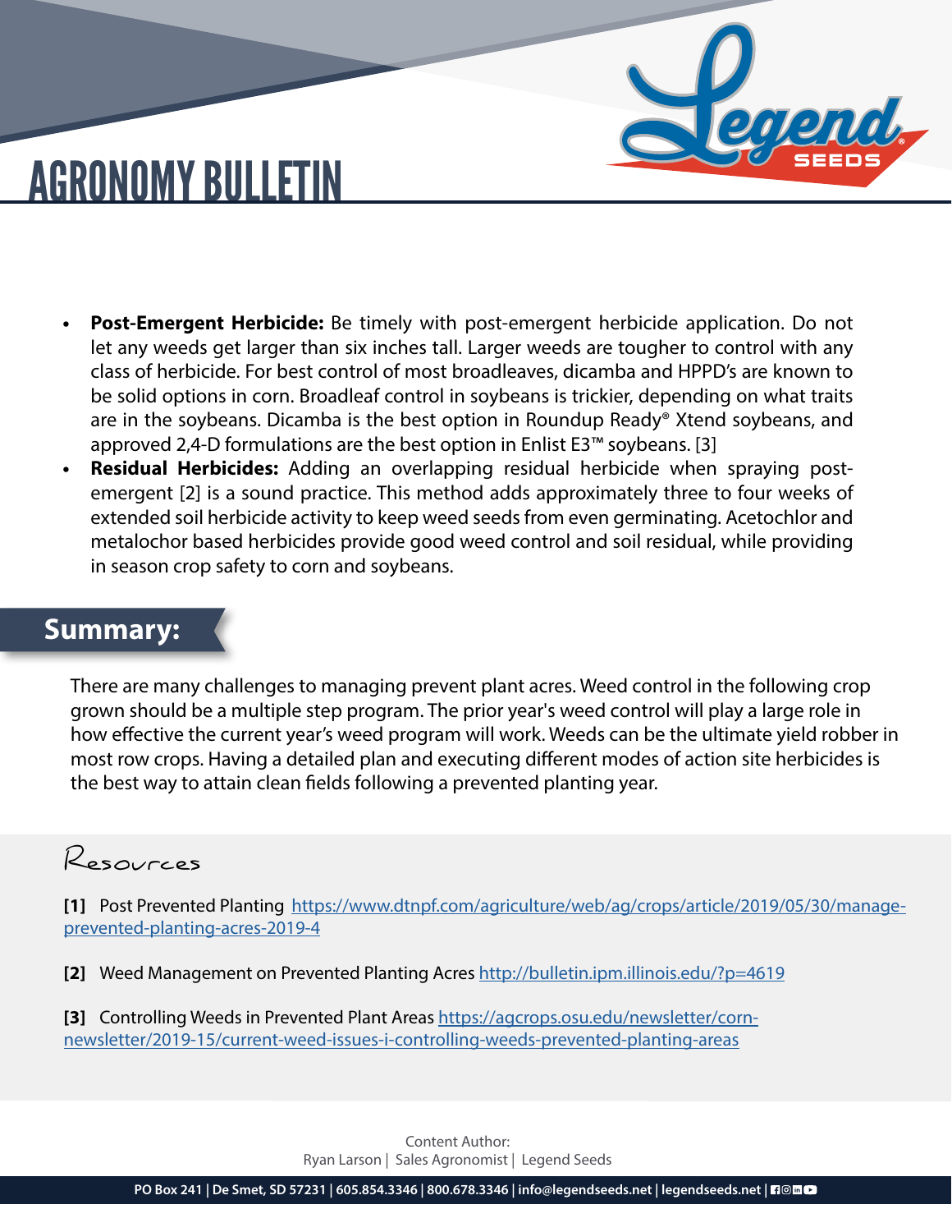# AGRONOMY BULLETIN

- **Post-Emergent Herbicide:** Be timely with post-emergent herbicide application. Do not let any weeds get larger than six inches tall. Larger weeds are tougher to control with any class of herbicide. For best control of most broadleaves, dicamba and HPPD's are known to be solid options in corn. Broadleaf control in soybeans is trickier, depending on what traits are in the soybeans. Dicamba is the best option in Roundup Ready® Xtend soybeans, and approved 2,4-D formulations are the best option in Enlist E3™ soybeans. [3]
- **Residual Herbicides:** Adding an overlapping residual herbicide when spraying post-emergent [2] is a sound practice. This method adds approximately three to four weeks of extended soil herbicide activity to keep weed seeds from even germinating. Acetochlor and metalochor based herbicides provide good weed control and soil residual, while providing in season crop safety to corn and soybeans.

## Summary:

There are many challenges to managing prevent plant acres. Weed control in the following crop grown should be a multiple step program. The prior year's weed control will play a large role in how effective the current year's weed program will work. Weeds can be the ultimate yield robber in most row crops. Having a detailed plan and executing different modes of action site herbicides is the best way to attain clean fields following a prevented planting year.

## Resources

**[1]** Post Prevented Planting https://www.dtnpf.com/agriculture/web/ag/crops/article/2019/05/30/manage-prevented-planting-acres-2019-4

**[2]** Weed Management on Prevented Planting Acres http://bulletin.ipm.illinois.edu/?p=4619

**[3]** Controlling Weeds in Prevented Plant Areas https://agcrops.osu.edu/newsletter/corn-newsletter/2019-15/current-weed-issues-i-controlling-weeds-prevented-planting-areas

Content Author:
Ryan Larson | Sales Agronomist | Legend Seeds

PO Box 241 | De Smet, SD 57231 | 605.854.3346 | 800.678.3346 | info@legendseeds.net | legendseeds.net